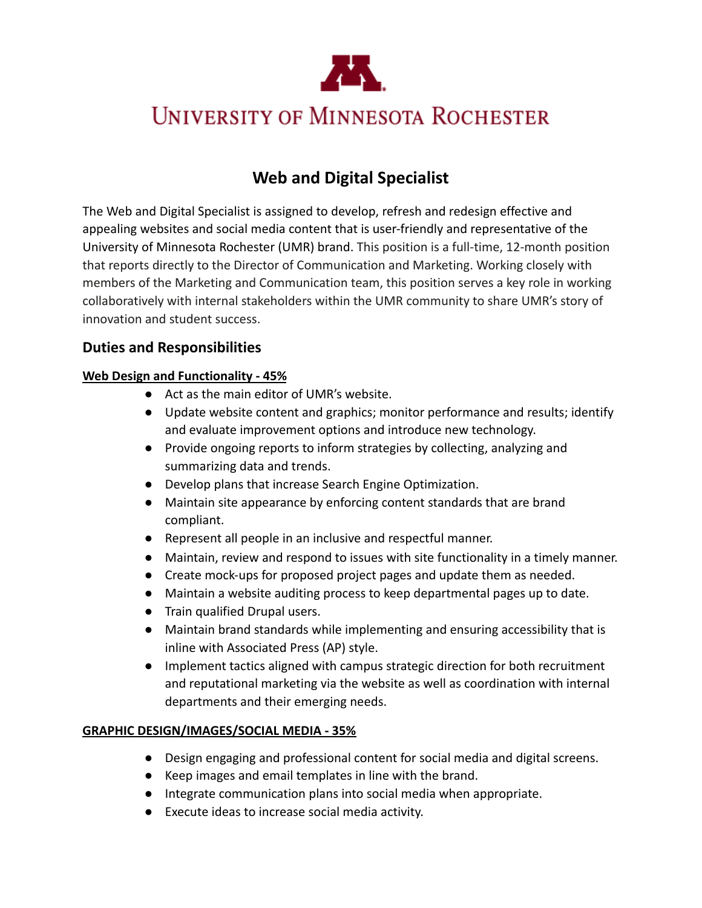# University of Minnesota Rochester

## Web and Digital Specialist

The Web and Digital Specialist is assigned to develop, refresh and redesign effective and appealing websites and social media content that is user-friendly and representative of the University of Minnesota Rochester (UMR) brand. This position is a full-time, 12-month position that reports directly to the Director of Communication and Marketing. Working closely with members of the Marketing and Communication team, this position serves a key role in working collaboratively with internal stakeholders within the UMR community to share UMR's story of innovation and student success.

### Duties and Responsibilities

**Web Design and Functionality - 45%**

- Act as the main editor of UMR's website.
- Update website content and graphics; monitor performance and results; identify and evaluate improvement options and introduce new technology.
- Provide ongoing reports to inform strategies by collecting, analyzing and summarizing data and trends.
- Develop plans that increase Search Engine Optimization.
- Maintain site appearance by enforcing content standards that are brand compliant.
- Represent all people in an inclusive and respectful manner.
- Maintain, review and respond to issues with site functionality in a timely manner.
- Create mock-ups for proposed project pages and update them as needed.
- Maintain a website auditing process to keep departmental pages up to date.
- Train qualified Drupal users.
- Maintain brand standards while implementing and ensuring accessibility that is inline with Associated Press (AP) style.
- Implement tactics aligned with campus strategic direction for both recruitment and reputational marketing via the website as well as coordination with internal departments and their emerging needs.

**GRAPHIC DESIGN/IMAGES/SOCIAL MEDIA - 35%**

- Design engaging and professional content for social media and digital screens.
- Keep images and email templates in line with the brand.
- Integrate communication plans into social media when appropriate.
- Execute ideas to increase social media activity.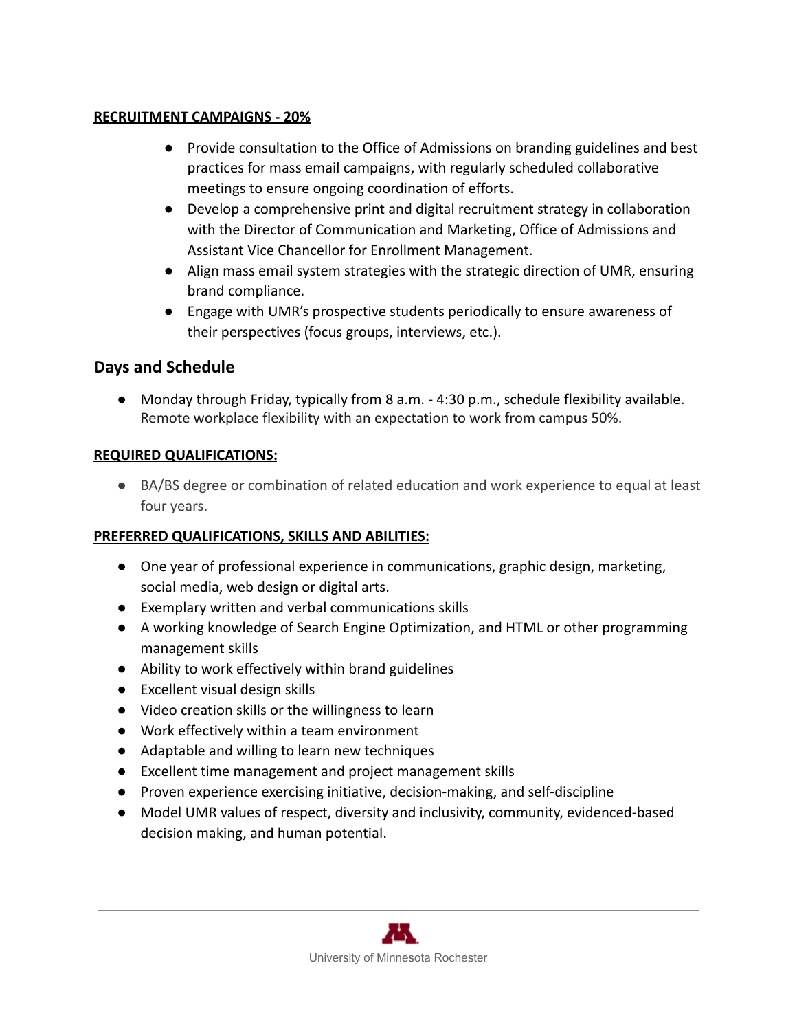**RECRUITMENT CAMPAIGNS - 20%**

- Provide consultation to the Office of Admissions on branding guidelines and best practices for mass email campaigns, with regularly scheduled collaborative meetings to ensure ongoing coordination of efforts.
- Develop a comprehensive print and digital recruitment strategy in collaboration with the Director of Communication and Marketing, Office of Admissions and Assistant Vice Chancellor for Enrollment Management.
- Align mass email system strategies with the strategic direction of UMR, ensuring brand compliance.
- Engage with UMR's prospective students periodically to ensure awareness of their perspectives (focus groups, interviews, etc.).

## Days and Schedule

- Monday through Friday, typically from 8 a.m. - 4:30 p.m., schedule flexibility available. Remote workplace flexibility with an expectation to work from campus 50%.

**REQUIRED QUALIFICATIONS:**

- BA/BS degree or combination of related education and work experience to equal at least four years.

**PREFERRED QUALIFICATIONS, SKILLS AND ABILITIES:**

- One year of professional experience in communications, graphic design, marketing, social media, web design or digital arts.
- Exemplary written and verbal communications skills
- A working knowledge of Search Engine Optimization, and HTML or other programming management skills
- Ability to work effectively within brand guidelines
- Excellent visual design skills
- Video creation skills or the willingness to learn
- Work effectively within a team environment
- Adaptable and willing to learn new techniques
- Excellent time management and project management skills
- Proven experience exercising initiative, decision-making, and self-discipline
- Model UMR values of respect, diversity and inclusivity, community, evidenced-based decision making, and human potential.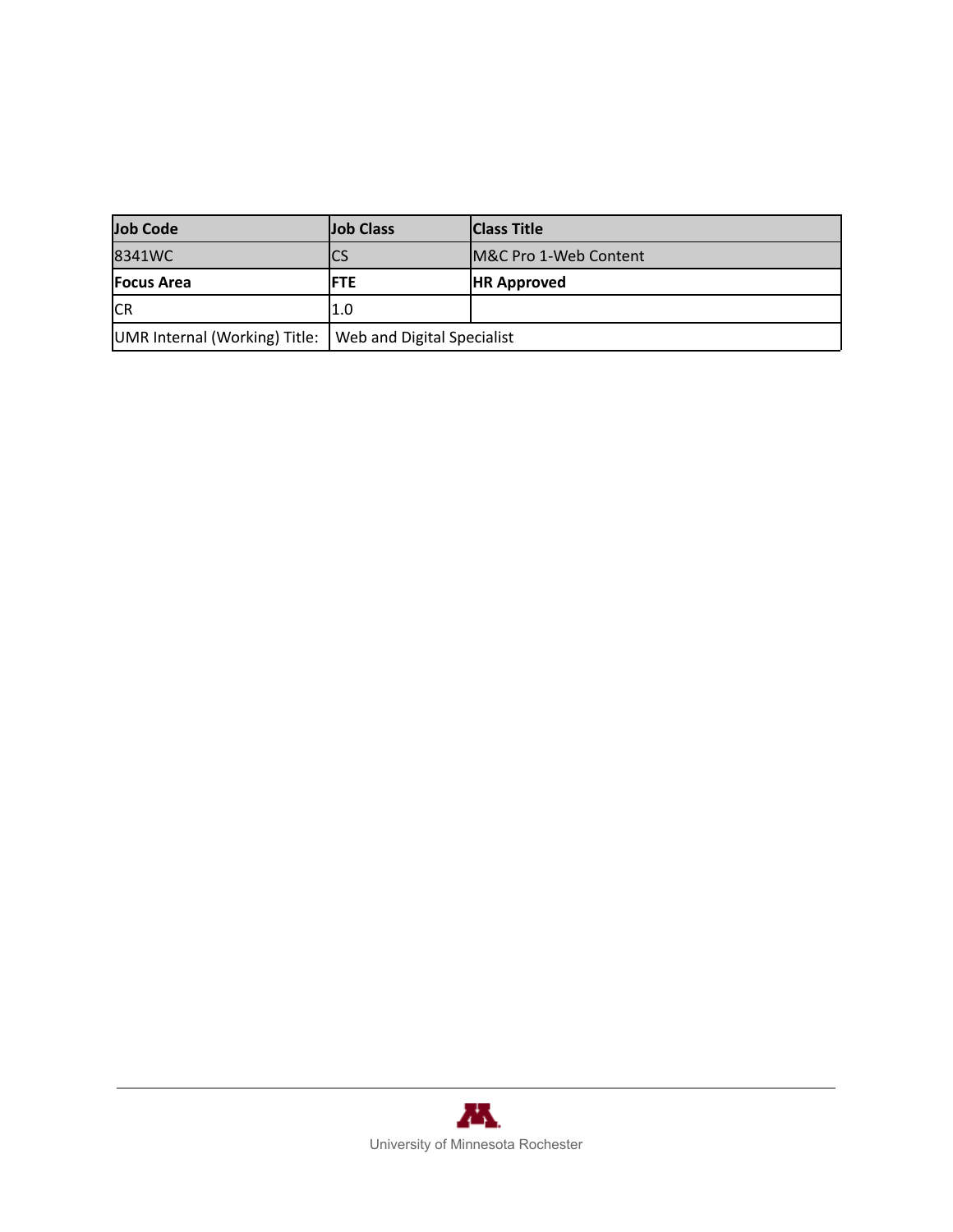| Job Code | Job Class | Class Title |
|---|---|---|
| 8341WC | CS | M&C Pro 1-Web Content |
| **Focus Area** | **FTE** | **HR Approved** |
| CR | 1.0 | |
| UMR Internal (Working) Title: | Web and Digital Specialist | |